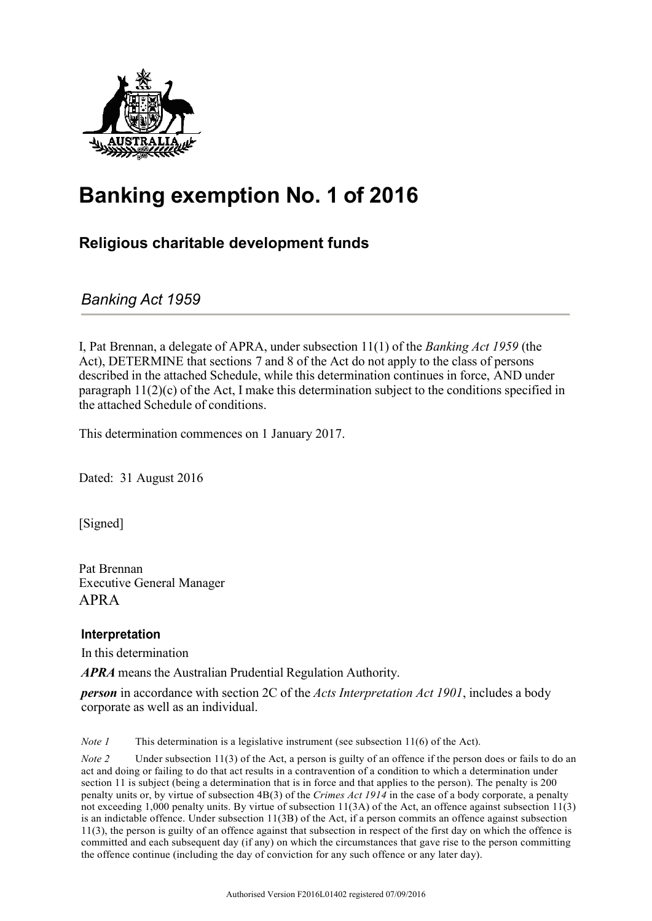# Banking exemption No. 1 of 2016

## Religious charitable development funds

*Banking Act 1959*

I, Pat Brennan, a delegate of APRA, under subsection 11(1) of the *Banking Act 1959* (the Act), DETERMINE that sections 7 and 8 of the Act do not apply to the class of persons described in the attached Schedule, while this determination continues in force, AND under paragraph 11(2)(c) of the Act, I make this determination subject to the conditions specified in the attached Schedule of conditions.

This determination commences on 1 January 2017.

Dated: 31 August 2016

[Signed]

Pat Brennan
Executive General Manager
APRA

### Interpretation

In this determination

***APRA*** means the Australian Prudential Regulation Authority.

***person*** in accordance with section 2C of the *Acts Interpretation Act 1901*, includes a body corporate as well as an individual.

*Note 1* This determination is a legislative instrument (see subsection 11(6) of the Act).

*Note 2* Under subsection 11(3) of the Act, a person is guilty of an offence if the person does or fails to do an act and doing or failing to do that act results in a contravention of a condition to which a determination under section 11 is subject (being a determination that is in force and that applies to the person). The penalty is 200 penalty units or, by virtue of subsection 4B(3) of the *Crimes Act 1914* in the case of a body corporate, a penalty not exceeding 1,000 penalty units. By virtue of subsection 11(3A) of the Act, an offence against subsection 11(3) is an indictable offence. Under subsection 11(3B) of the Act, if a person commits an offence against subsection 11(3), the person is guilty of an offence against that subsection in respect of the first day on which the offence is committed and each subsequent day (if any) on which the circumstances that gave rise to the person committing the offence continue (including the day of conviction for any such offence or any later day).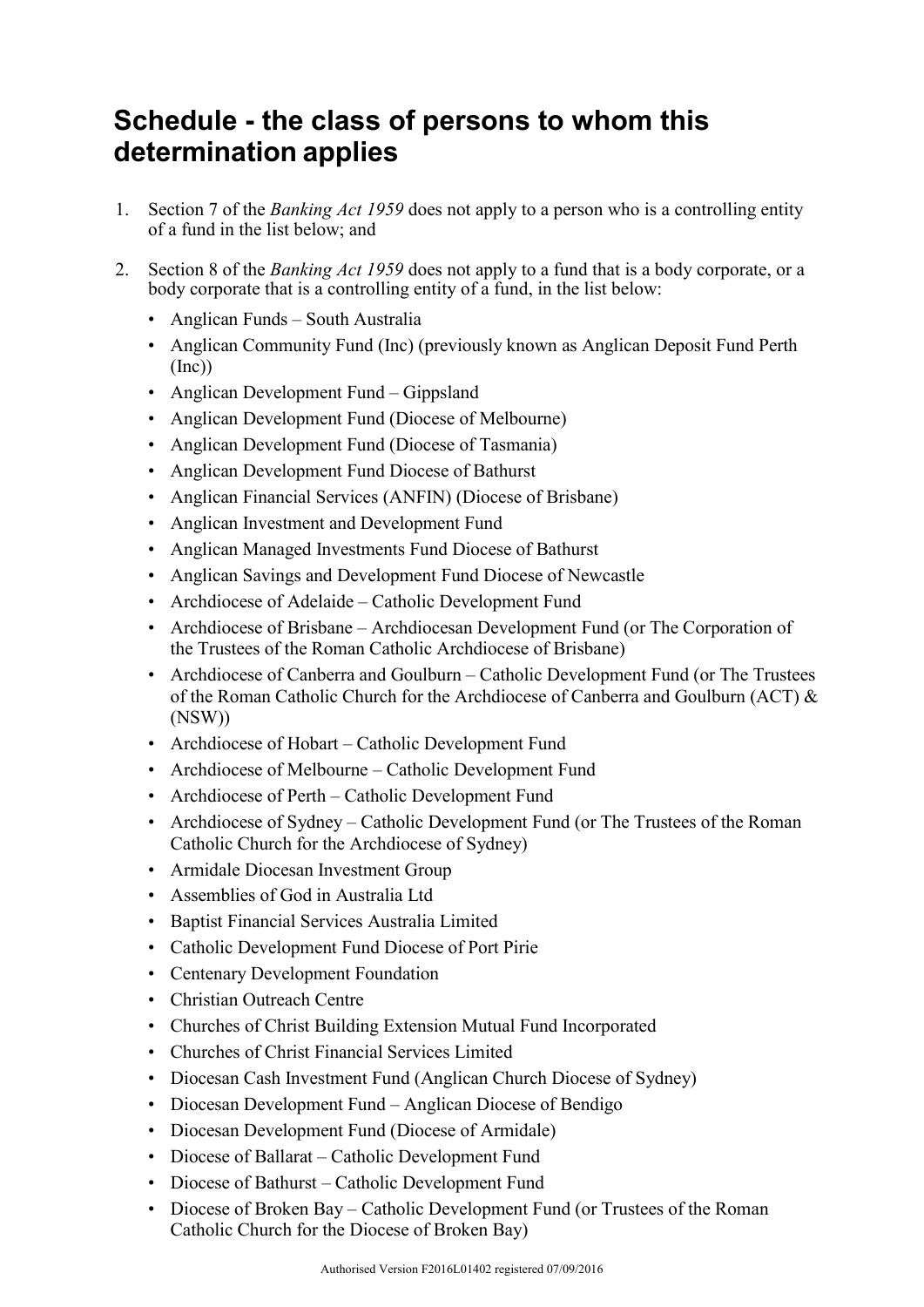## Schedule - the class of persons to whom this determination applies

1. Section 7 of the *Banking Act 1959* does not apply to a person who is a controlling entity of a fund in the list below; and
2. Section 8 of the *Banking Act 1959* does not apply to a fund that is a body corporate, or a body corporate that is a controlling entity of a fund, in the list below:
   - Anglican Funds – South Australia
   - Anglican Community Fund (Inc) (previously known as Anglican Deposit Fund Perth (Inc))
   - Anglican Development Fund – Gippsland
   - Anglican Development Fund (Diocese of Melbourne)
   - Anglican Development Fund (Diocese of Tasmania)
   - Anglican Development Fund Diocese of Bathurst
   - Anglican Financial Services (ANFIN) (Diocese of Brisbane)
   - Anglican Investment and Development Fund
   - Anglican Managed Investments Fund Diocese of Bathurst
   - Anglican Savings and Development Fund Diocese of Newcastle
   - Archdiocese of Adelaide – Catholic Development Fund
   - Archdiocese of Brisbane – Archdiocesan Development Fund (or The Corporation of the Trustees of the Roman Catholic Archdiocese of Brisbane)
   - Archdiocese of Canberra and Goulburn – Catholic Development Fund (or The Trustees of the Roman Catholic Church for the Archdiocese of Canberra and Goulburn (ACT) & (NSW))
   - Archdiocese of Hobart – Catholic Development Fund
   - Archdiocese of Melbourne – Catholic Development Fund
   - Archdiocese of Perth – Catholic Development Fund
   - Archdiocese of Sydney – Catholic Development Fund (or The Trustees of the Roman Catholic Church for the Archdiocese of Sydney)
   - Armidale Diocesan Investment Group
   - Assemblies of God in Australia Ltd
   - Baptist Financial Services Australia Limited
   - Catholic Development Fund Diocese of Port Pirie
   - Centenary Development Foundation
   - Christian Outreach Centre
   - Churches of Christ Building Extension Mutual Fund Incorporated
   - Churches of Christ Financial Services Limited
   - Diocesan Cash Investment Fund (Anglican Church Diocese of Sydney)
   - Diocesan Development Fund – Anglican Diocese of Bendigo
   - Diocesan Development Fund (Diocese of Armidale)
   - Diocese of Ballarat – Catholic Development Fund
   - Diocese of Bathurst – Catholic Development Fund
   - Diocese of Broken Bay – Catholic Development Fund (or Trustees of the Roman Catholic Church for the Diocese of Broken Bay)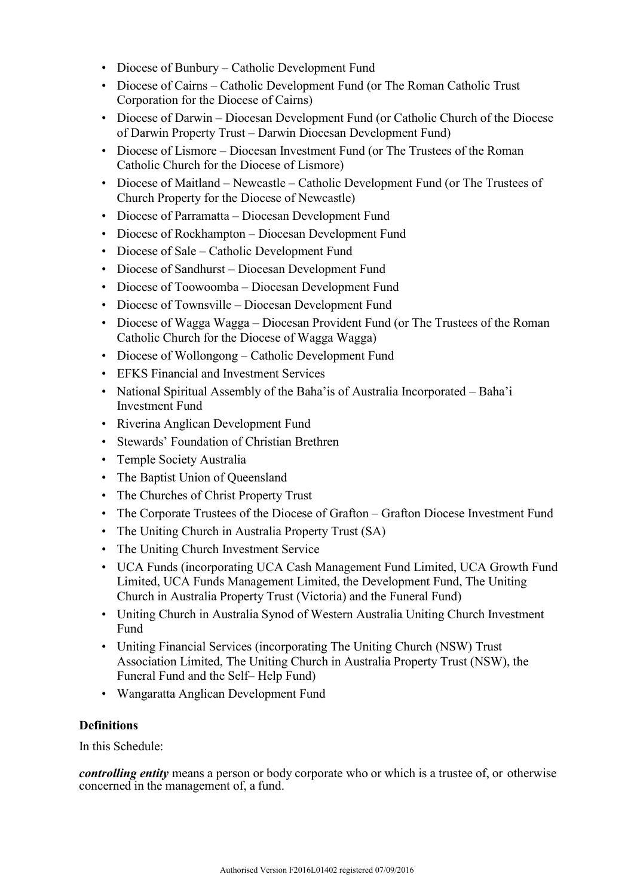- Diocese of Bunbury – Catholic Development Fund
- Diocese of Cairns – Catholic Development Fund (or The Roman Catholic Trust Corporation for the Diocese of Cairns)
- Diocese of Darwin – Diocesan Development Fund (or Catholic Church of the Diocese of Darwin Property Trust – Darwin Diocesan Development Fund)
- Diocese of Lismore – Diocesan Investment Fund (or The Trustees of the Roman Catholic Church for the Diocese of Lismore)
- Diocese of Maitland – Newcastle – Catholic Development Fund (or The Trustees of Church Property for the Diocese of Newcastle)
- Diocese of Parramatta – Diocesan Development Fund
- Diocese of Rockhampton – Diocesan Development Fund
- Diocese of Sale – Catholic Development Fund
- Diocese of Sandhurst – Diocesan Development Fund
- Diocese of Toowoomba – Diocesan Development Fund
- Diocese of Townsville – Diocesan Development Fund
- Diocese of Wagga Wagga – Diocesan Provident Fund (or The Trustees of the Roman Catholic Church for the Diocese of Wagga Wagga)
- Diocese of Wollongong – Catholic Development Fund
- EFKS Financial and Investment Services
- National Spiritual Assembly of the Baha'is of Australia Incorporated – Baha'i Investment Fund
- Riverina Anglican Development Fund
- Stewards' Foundation of Christian Brethren
- Temple Society Australia
- The Baptist Union of Queensland
- The Churches of Christ Property Trust
- The Corporate Trustees of the Diocese of Grafton – Grafton Diocese Investment Fund
- The Uniting Church in Australia Property Trust (SA)
- The Uniting Church Investment Service
- UCA Funds (incorporating UCA Cash Management Fund Limited, UCA Growth Fund Limited, UCA Funds Management Limited, the Development Fund, The Uniting Church in Australia Property Trust (Victoria) and the Funeral Fund)
- Uniting Church in Australia Synod of Western Australia Uniting Church Investment Fund
- Uniting Financial Services (incorporating The Uniting Church (NSW) Trust Association Limited, The Uniting Church in Australia Property Trust (NSW), the Funeral Fund and the Self– Help Fund)
- Wangaratta Anglican Development Fund

**Definitions**

In this Schedule:

***controlling entity*** means a person or body corporate who or which is a trustee of, or otherwise concerned in the management of, a fund.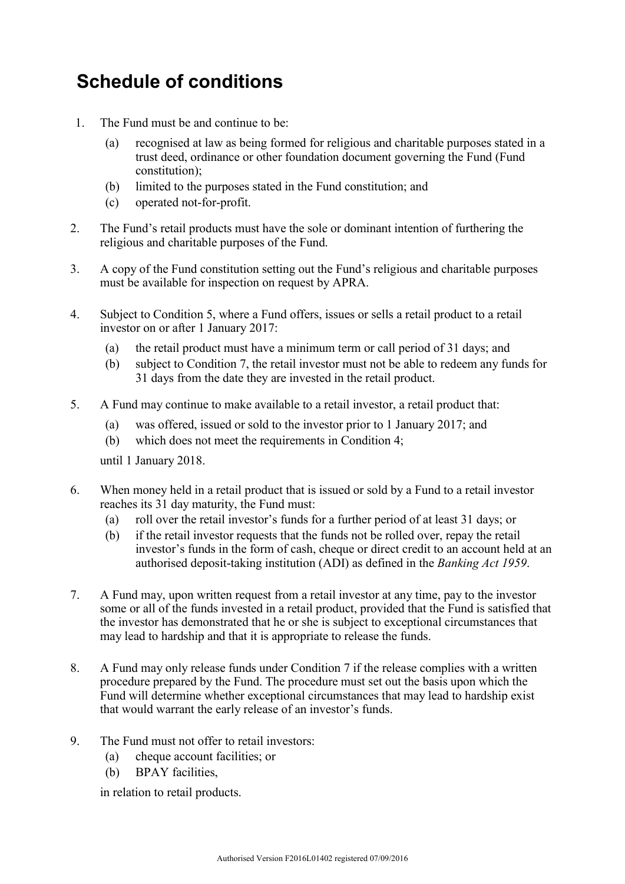# Schedule of conditions

1. The Fund must be and continue to be:
   (a) recognised at law as being formed for religious and charitable purposes stated in a trust deed, ordinance or other foundation document governing the Fund (Fund constitution);
   (b) limited to the purposes stated in the Fund constitution; and
   (c) operated not-for-profit.

2. The Fund's retail products must have the sole or dominant intention of furthering the religious and charitable purposes of the Fund.

3. A copy of the Fund constitution setting out the Fund's religious and charitable purposes must be available for inspection on request by APRA.

4. Subject to Condition 5, where a Fund offers, issues or sells a retail product to a retail investor on or after 1 January 2017:
   (a) the retail product must have a minimum term or call period of 31 days; and
   (b) subject to Condition 7, the retail investor must not be able to redeem any funds for 31 days from the date they are invested in the retail product.

5. A Fund may continue to make available to a retail investor, a retail product that:
   (a) was offered, issued or sold to the investor prior to 1 January 2017; and
   (b) which does not meet the requirements in Condition 4;

   until 1 January 2018.

6. When money held in a retail product that is issued or sold by a Fund to a retail investor reaches its 31 day maturity, the Fund must:
   (a) roll over the retail investor's funds for a further period of at least 31 days; or
   (b) if the retail investor requests that the funds not be rolled over, repay the retail investor's funds in the form of cash, cheque or direct credit to an account held at an authorised deposit-taking institution (ADI) as defined in the *Banking Act 1959*.

7. A Fund may, upon written request from a retail investor at any time, pay to the investor some or all of the funds invested in a retail product, provided that the Fund is satisfied that the investor has demonstrated that he or she is subject to exceptional circumstances that may lead to hardship and that it is appropriate to release the funds.

8. A Fund may only release funds under Condition 7 if the release complies with a written procedure prepared by the Fund. The procedure must set out the basis upon which the Fund will determine whether exceptional circumstances that may lead to hardship exist that would warrant the early release of an investor's funds.

9. The Fund must not offer to retail investors:
   (a) cheque account facilities; or
   (b) BPAY facilities,

   in relation to retail products.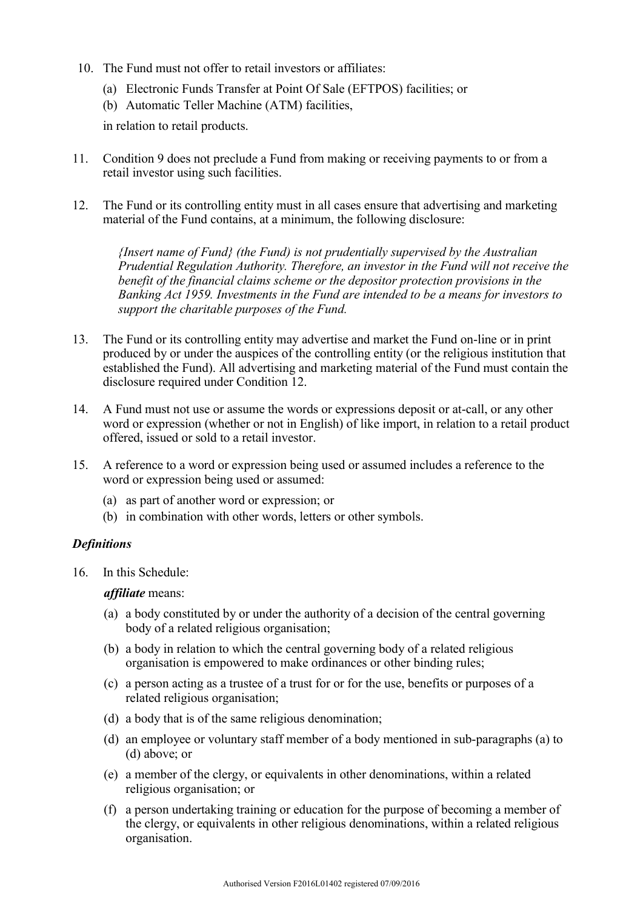10. The Fund must not offer to retail investors or affiliates:

    (a) Electronic Funds Transfer at Point Of Sale (EFTPOS) facilities; or

    (b) Automatic Teller Machine (ATM) facilities,

    in relation to retail products.

11. Condition 9 does not preclude a Fund from making or receiving payments to or from a retail investor using such facilities.

12. The Fund or its controlling entity must in all cases ensure that advertising and marketing material of the Fund contains, at a minimum, the following disclosure:

    *{Insert name of Fund} (the Fund) is not prudentially supervised by the Australian Prudential Regulation Authority. Therefore, an investor in the Fund will not receive the benefit of the financial claims scheme or the depositor protection provisions in the Banking Act 1959. Investments in the Fund are intended to be a means for investors to support the charitable purposes of the Fund.*

13. The Fund or its controlling entity may advertise and market the Fund on-line or in print produced by or under the auspices of the controlling entity (or the religious institution that established the Fund). All advertising and marketing material of the Fund must contain the disclosure required under Condition 12.

14. A Fund must not use or assume the words or expressions deposit or at-call, or any other word or expression (whether or not in English) of like import, in relation to a retail product offered, issued or sold to a retail investor.

15. A reference to a word or expression being used or assumed includes a reference to the word or expression being used or assumed:

    (a) as part of another word or expression; or

    (b) in combination with other words, letters or other symbols.

### *Definitions*

16. In this Schedule:

    ***affiliate*** means:

    (a) a body constituted by or under the authority of a decision of the central governing body of a related religious organisation;

    (b) a body in relation to which the central governing body of a related religious organisation is empowered to make ordinances or other binding rules;

    (c) a person acting as a trustee of a trust for or for the use, benefits or purposes of a related religious organisation;

    (d) a body that is of the same religious denomination;

    (d) an employee or voluntary staff member of a body mentioned in sub-paragraphs (a) to (d) above; or

    (e) a member of the clergy, or equivalents in other denominations, within a related religious organisation; or

    (f) a person undertaking training or education for the purpose of becoming a member of the clergy, or equivalents in other religious denominations, within a related religious organisation.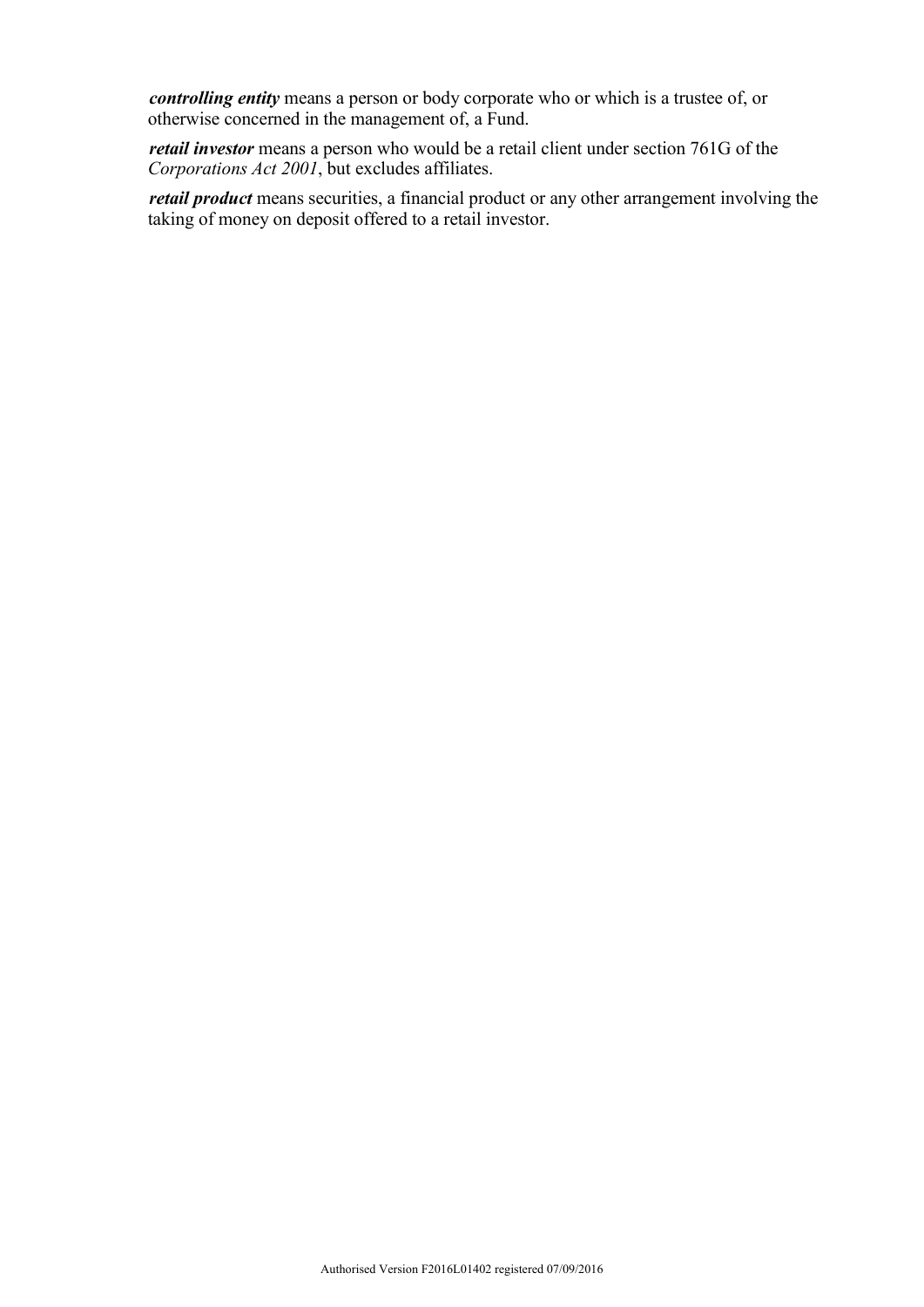***controlling entity*** means a person or body corporate who or which is a trustee of, or otherwise concerned in the management of, a Fund.

***retail investor*** means a person who would be a retail client under section 761G of the *Corporations Act 2001*, but excludes affiliates.

***retail product*** means securities, a financial product or any other arrangement involving the taking of money on deposit offered to a retail investor.